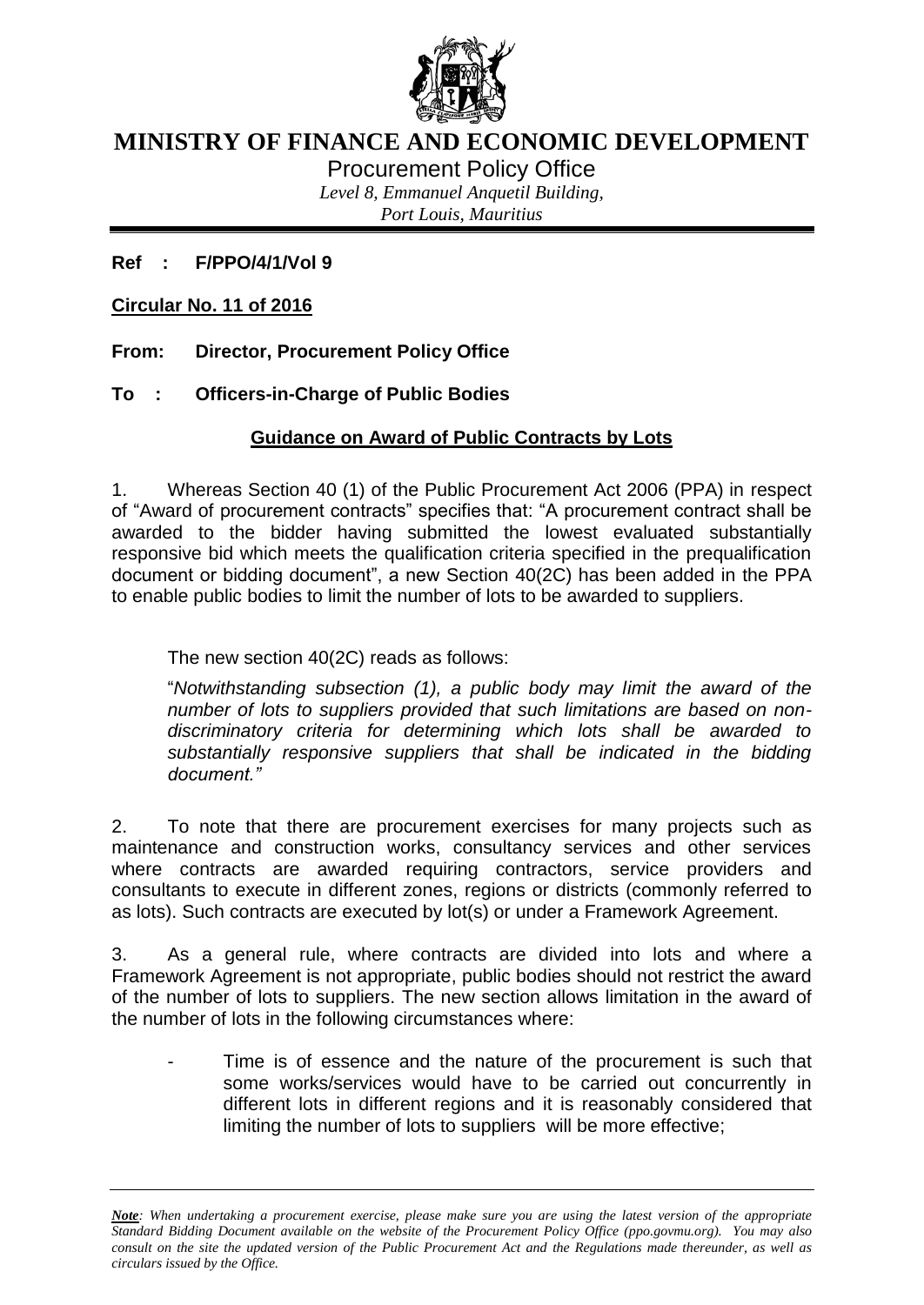# MINISTRY OF FINANCE AND ECONOMIC DEVELOPMENT

Procurement Policy Office

*Level 8, Emmanuel Anquetil Building,*
*Port Louis, Mauritius*

**Ref : F/PPO/4/1/Vol 9**

**Circular No. 11 of 2016**

**From: Director, Procurement Policy Office**

**To : Officers-in-Charge of Public Bodies**

## Guidance on Award of Public Contracts by Lots

1. Whereas Section 40 (1) of the Public Procurement Act 2006 (PPA) in respect of "Award of procurement contracts" specifies that: "A procurement contract shall be awarded to the bidder having submitted the lowest evaluated substantially responsive bid which meets the qualification criteria specified in the prequalification document or bidding document", a new Section 40(2C) has been added in the PPA to enable public bodies to limit the number of lots to be awarded to suppliers.

The new section 40(2C) reads as follows:

"*Notwithstanding subsection (1), a public body may limit the award of the number of lots to suppliers provided that such limitations are based on non-discriminatory criteria for determining which lots shall be awarded to substantially responsive suppliers that shall be indicated in the bidding document."*

2. To note that there are procurement exercises for many projects such as maintenance and construction works, consultancy services and other services where contracts are awarded requiring contractors, service providers and consultants to execute in different zones, regions or districts (commonly referred to as lots). Such contracts are executed by lot(s) or under a Framework Agreement.

3. As a general rule, where contracts are divided into lots and where a Framework Agreement is not appropriate, public bodies should not restrict the award of the number of lots to suppliers. The new section allows limitation in the award of the number of lots in the following circumstances where:

- Time is of essence and the nature of the procurement is such that some works/services would have to be carried out concurrently in different lots in different regions and it is reasonably considered that limiting the number of lots to suppliers will be more effective;

***Note**: When undertaking a procurement exercise, please make sure you are using the latest version of the appropriate Standard Bidding Document available on the website of the Procurement Policy Office (ppo.govmu.org). You may also consult on the site the updated version of the Public Procurement Act and the Regulations made thereunder, as well as circulars issued by the Office.*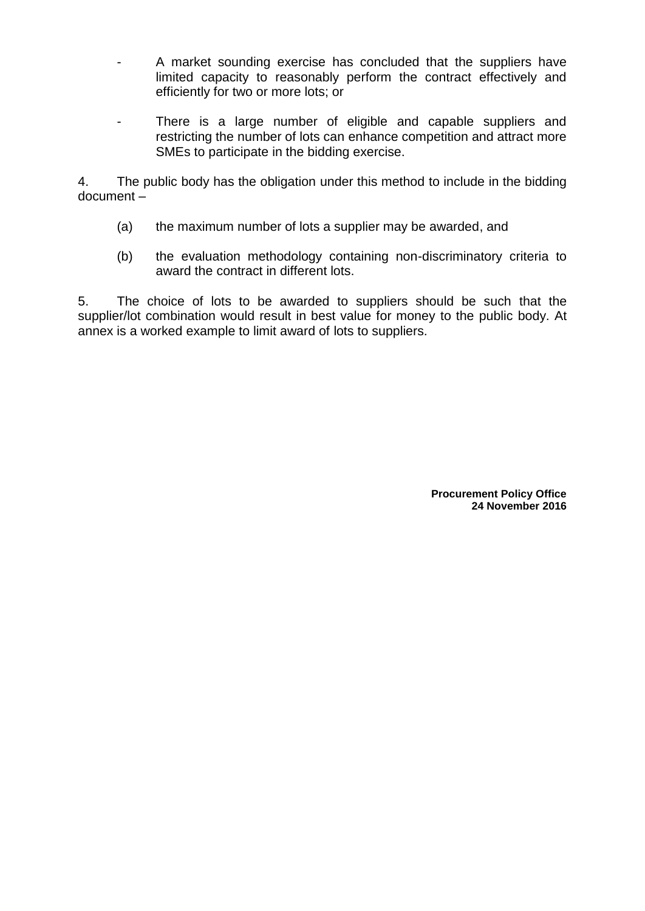- A market sounding exercise has concluded that the suppliers have limited capacity to reasonably perform the contract effectively and efficiently for two or more lots; or

- There is a large number of eligible and capable suppliers and restricting the number of lots can enhance competition and attract more SMEs to participate in the bidding exercise.

4. The public body has the obligation under this method to include in the bidding document –

   (a) the maximum number of lots a supplier may be awarded, and

   (b) the evaluation methodology containing non-discriminatory criteria to award the contract in different lots.

5. The choice of lots to be awarded to suppliers should be such that the supplier/lot combination would result in best value for money to the public body. At annex is a worked example to limit award of lots to suppliers.

**Procurement Policy Office**
**24 November 2016**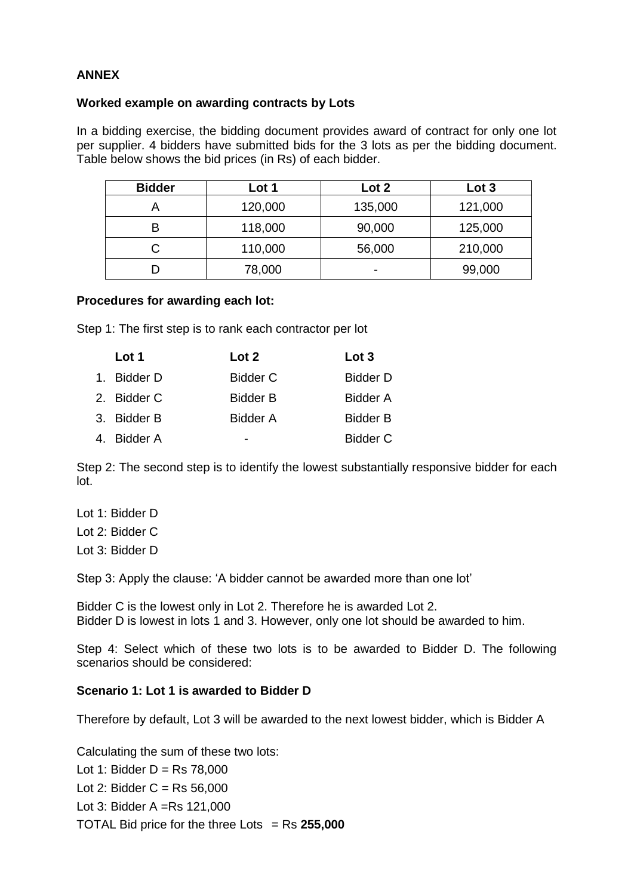**ANNEX**

**Worked example on awarding contracts by Lots**

In a bidding exercise, the bidding document provides award of contract for only one lot per supplier. 4 bidders have submitted bids for the 3 lots as per the bidding document. Table below shows the bid prices (in Rs) of each bidder.

| Bidder | Lot 1 | Lot 2 | Lot 3 |
|---|---|---|---|
| A | 120,000 | 135,000 | 121,000 |
| B | 118,000 | 90,000 | 125,000 |
| C | 110,000 | 56,000 | 210,000 |
| D | 78,000 | - | 99,000 |

**Procedures for awarding each lot:**

Step 1: The first step is to rank each contractor per lot

| | Lot 1 | Lot 2 | Lot 3 |
|---|---|---|---|
| 1. | Bidder D | Bidder C | Bidder D |
| 2. | Bidder C | Bidder B | Bidder A |
| 3. | Bidder B | Bidder A | Bidder B |
| 4. | Bidder A | - | Bidder C |

Step 2: The second step is to identify the lowest substantially responsive bidder for each lot.

Lot 1: Bidder D

Lot 2: Bidder C

Lot 3: Bidder D

Step 3: Apply the clause: 'A bidder cannot be awarded more than one lot'

Bidder C is the lowest only in Lot 2. Therefore he is awarded Lot 2.
Bidder D is lowest in lots 1 and 3. However, only one lot should be awarded to him.

Step 4: Select which of these two lots is to be awarded to Bidder D. The following scenarios should be considered:

**Scenario 1: Lot 1 is awarded to Bidder D**

Therefore by default, Lot 3 will be awarded to the next lowest bidder, which is Bidder A

Calculating the sum of these two lots:

Lot 1: Bidder D = Rs 78,000

Lot 2: Bidder C = Rs 56,000

Lot 3: Bidder A =Rs 121,000

TOTAL Bid price for the three Lots = Rs **255,000**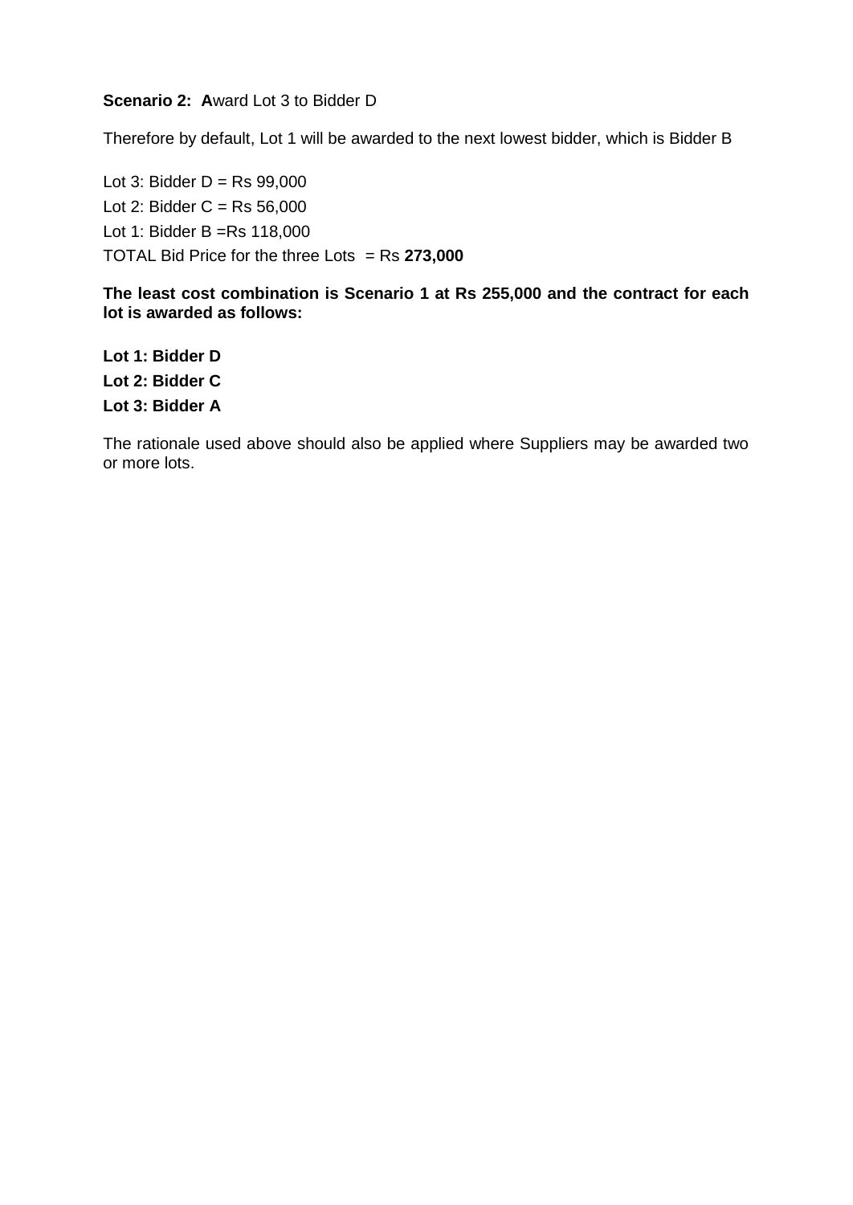**Scenario 2: A**ward Lot 3 to Bidder D

Therefore by default, Lot 1 will be awarded to the next lowest bidder, which is Bidder B

Lot 3: Bidder D = Rs 99,000  
Lot 2: Bidder C = Rs 56,000  
Lot 1: Bidder B =Rs 118,000  
TOTAL Bid Price for the three Lots = Rs **273,000**

**The least cost combination is Scenario 1 at Rs 255,000 and the contract for each lot is awarded as follows:**

**Lot 1: Bidder D**  
**Lot 2: Bidder C**  
**Lot 3: Bidder A**

The rationale used above should also be applied where Suppliers may be awarded two or more lots.